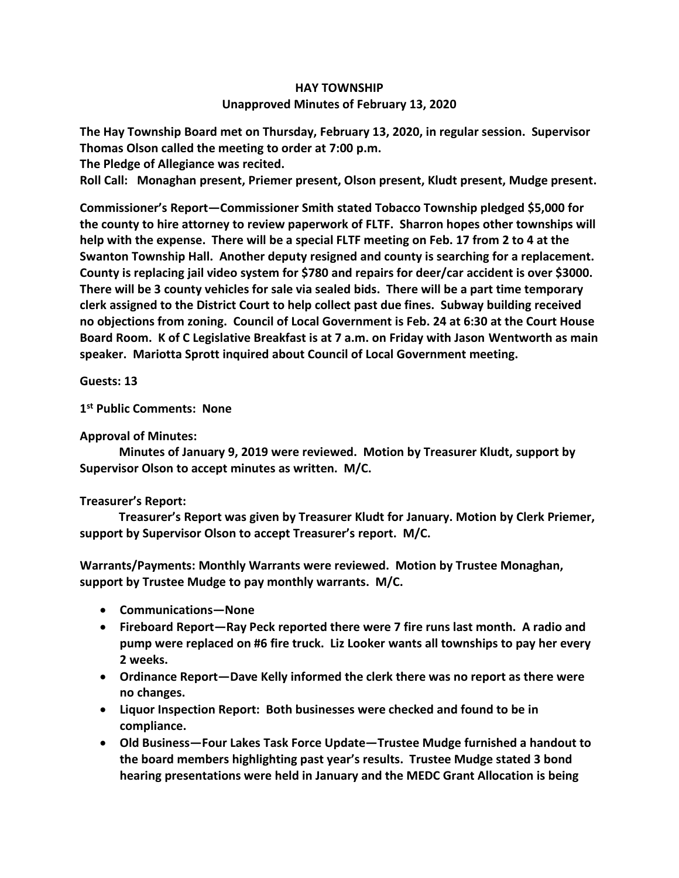# HAY TOWNSHIP

## Unapproved Minutes of February 13, 2020

**The Hay Township Board met on Thursday, February 13, 2020, in regular session. Supervisor Thomas Olson called the meeting to order at 7:00 p.m.**

**The Pledge of Allegiance was recited.**

**Roll Call: Monaghan present, Priemer present, Olson present, Kludt present, Mudge present.**

**Commissioner's Report—Commissioner Smith stated Tobacco Township pledged $5,000 for the county to hire attorney to review paperwork of FLTF. Sharron hopes other townships will help with the expense. There will be a special FLTF meeting on Feb. 17 from 2 to 4 at the Swanton Township Hall. Another deputy resigned and county is searching for a replacement. County is replacing jail video system for $780 and repairs for deer/car accident is over $3000. There will be 3 county vehicles for sale via sealed bids. There will be a part time temporary clerk assigned to the District Court to help collect past due fines. Subway building received no objections from zoning. Council of Local Government is Feb. 24 at 6:30 at the Court House Board Room. K of C Legislative Breakfast is at 7 a.m. on Friday with Jason Wentworth as main speaker. Mariotta Sprott inquired about Council of Local Government meeting.**

**Guests: 13**

**1st Public Comments: None**

**Approval of Minutes:**

**Minutes of January 9, 2019 were reviewed. Motion by Treasurer Kludt, support by Supervisor Olson to accept minutes as written. M/C.**

**Treasurer's Report:**

**Treasurer's Report was given by Treasurer Kludt for January. Motion by Clerk Priemer, support by Supervisor Olson to accept Treasurer's report. M/C.**

**Warrants/Payments: Monthly Warrants were reviewed. Motion by Trustee Monaghan, support by Trustee Mudge to pay monthly warrants. M/C.**

- **Communications—None**
- **Fireboard Report—Ray Peck reported there were 7 fire runs last month. A radio and pump were replaced on #6 fire truck. Liz Looker wants all townships to pay her every 2 weeks.**
- **Ordinance Report—Dave Kelly informed the clerk there was no report as there were no changes.**
- **Liquor Inspection Report: Both businesses were checked and found to be in compliance.**
- **Old Business—Four Lakes Task Force Update—Trustee Mudge furnished a handout to the board members highlighting past year's results. Trustee Mudge stated 3 bond hearing presentations were held in January and the MEDC Grant Allocation is being**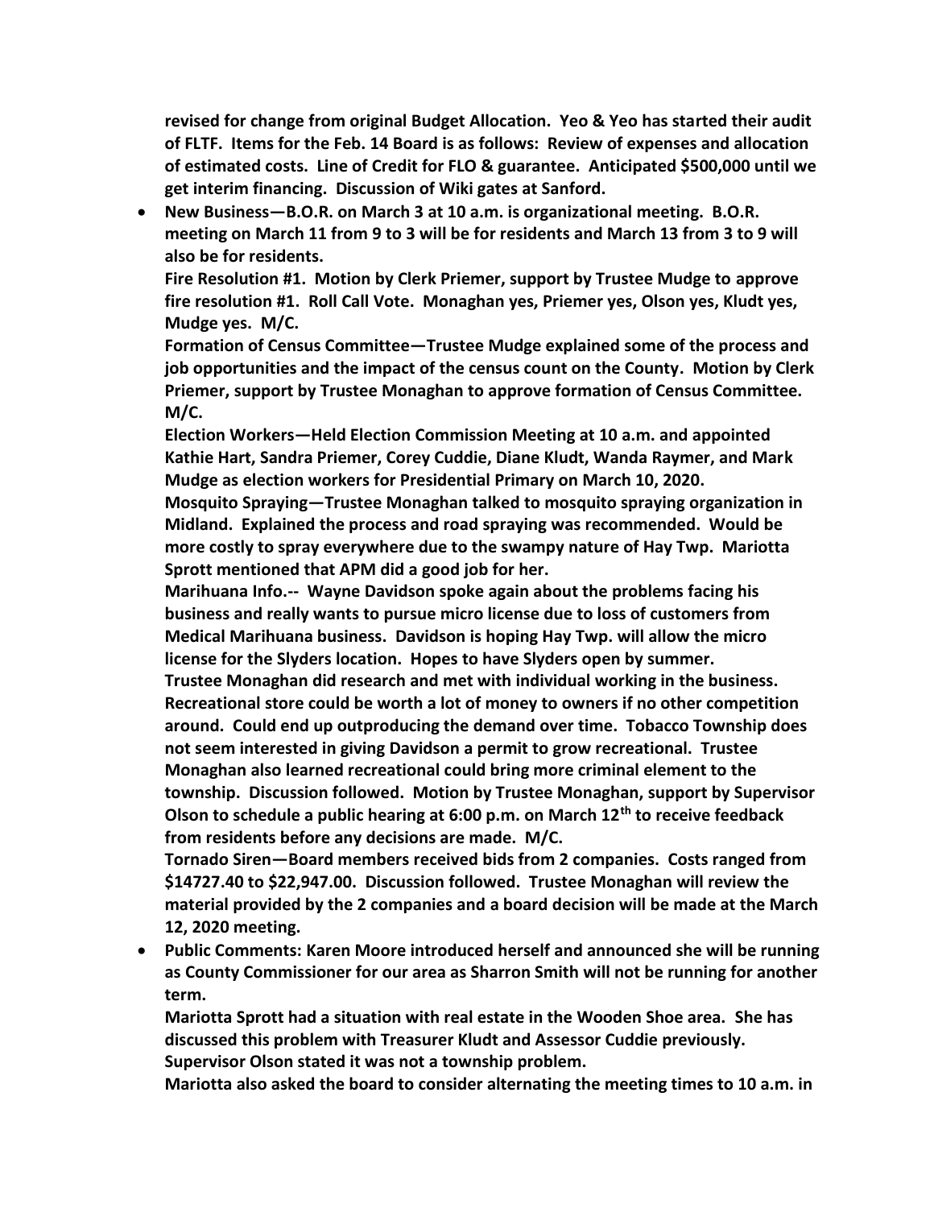**revised for change from original Budget Allocation. Yeo & Yeo has started their audit of FLTF. Items for the Feb. 14 Board is as follows: Review of expenses and allocation of estimated costs. Line of Credit for FLO & guarantee. Anticipated $500,000 until we get interim financing. Discussion of Wiki gates at Sanford.**

- **New Business—B.O.R. on March 3 at 10 a.m. is organizational meeting. B.O.R. meeting on March 11 from 9 to 3 will be for residents and March 13 from 3 to 9 will also be for residents.**

  **Fire Resolution #1. Motion by Clerk Priemer, support by Trustee Mudge to approve fire resolution #1. Roll Call Vote. Monaghan yes, Priemer yes, Olson yes, Kludt yes, Mudge yes. M/C.**

  **Formation of Census Committee—Trustee Mudge explained some of the process and job opportunities and the impact of the census count on the County. Motion by Clerk Priemer, support by Trustee Monaghan to approve formation of Census Committee. M/C.**

  **Election Workers—Held Election Commission Meeting at 10 a.m. and appointed Kathie Hart, Sandra Priemer, Corey Cuddie, Diane Kludt, Wanda Raymer, and Mark Mudge as election workers for Presidential Primary on March 10, 2020.**

  **Mosquito Spraying—Trustee Monaghan talked to mosquito spraying organization in Midland. Explained the process and road spraying was recommended. Would be more costly to spray everywhere due to the swampy nature of Hay Twp. Mariotta Sprott mentioned that APM did a good job for her.**

  **Marihuana Info.-- Wayne Davidson spoke again about the problems facing his business and really wants to pursue micro license due to loss of customers from Medical Marihuana business. Davidson is hoping Hay Twp. will allow the micro license for the Slyders location. Hopes to have Slyders open by summer.**

  **Trustee Monaghan did research and met with individual working in the business. Recreational store could be worth a lot of money to owners if no other competition around. Could end up outproducing the demand over time. Tobacco Township does not seem interested in giving Davidson a permit to grow recreational. Trustee Monaghan also learned recreational could bring more criminal element to the township. Discussion followed. Motion by Trustee Monaghan, support by Supervisor Olson to schedule a public hearing at 6:00 p.m. on March 12th to receive feedback from residents before any decisions are made. M/C.**

  **Tornado Siren—Board members received bids from 2 companies. Costs ranged from $14727.40 to $22,947.00. Discussion followed. Trustee Monaghan will review the material provided by the 2 companies and a board decision will be made at the March 12, 2020 meeting.**

- **Public Comments: Karen Moore introduced herself and announced she will be running as County Commissioner for our area as Sharron Smith will not be running for another term.**

  **Mariotta Sprott had a situation with real estate in the Wooden Shoe area. She has discussed this problem with Treasurer Kludt and Assessor Cuddie previously. Supervisor Olson stated it was not a township problem.**

  **Mariotta also asked the board to consider alternating the meeting times to 10 a.m. in**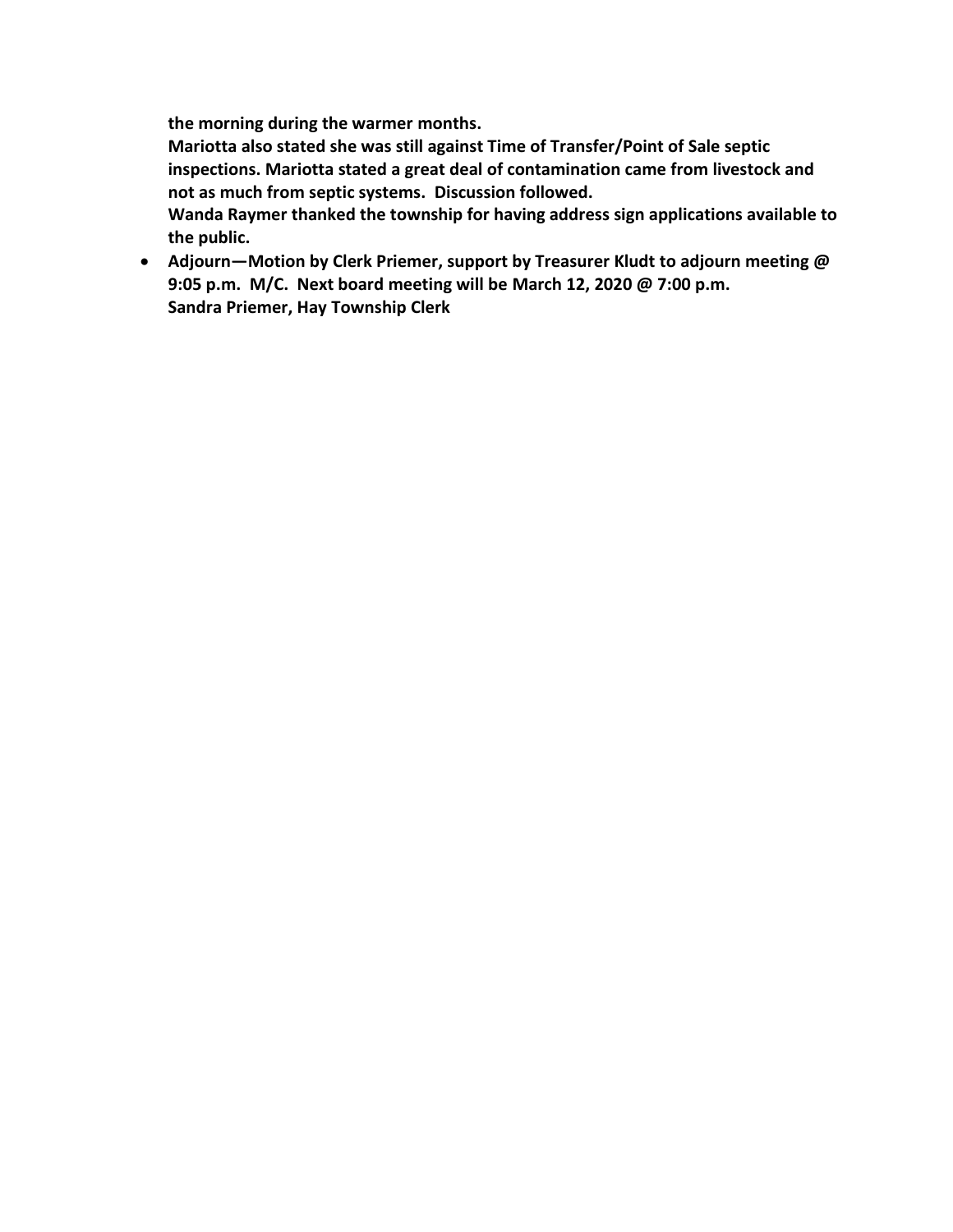**the morning during the warmer months.**
**Mariotta also stated she was still against Time of Transfer/Point of Sale septic inspections. Mariotta stated a great deal of contamination came from livestock and not as much from septic systems. Discussion followed.**
**Wanda Raymer thanked the township for having address sign applications available to the public.**

- **Adjourn—Motion by Clerk Priemer, support by Treasurer Kludt to adjourn meeting @ 9:05 p.m. M/C. Next board meeting will be March 12, 2020 @ 7:00 p.m.**
  **Sandra Priemer, Hay Township Clerk**